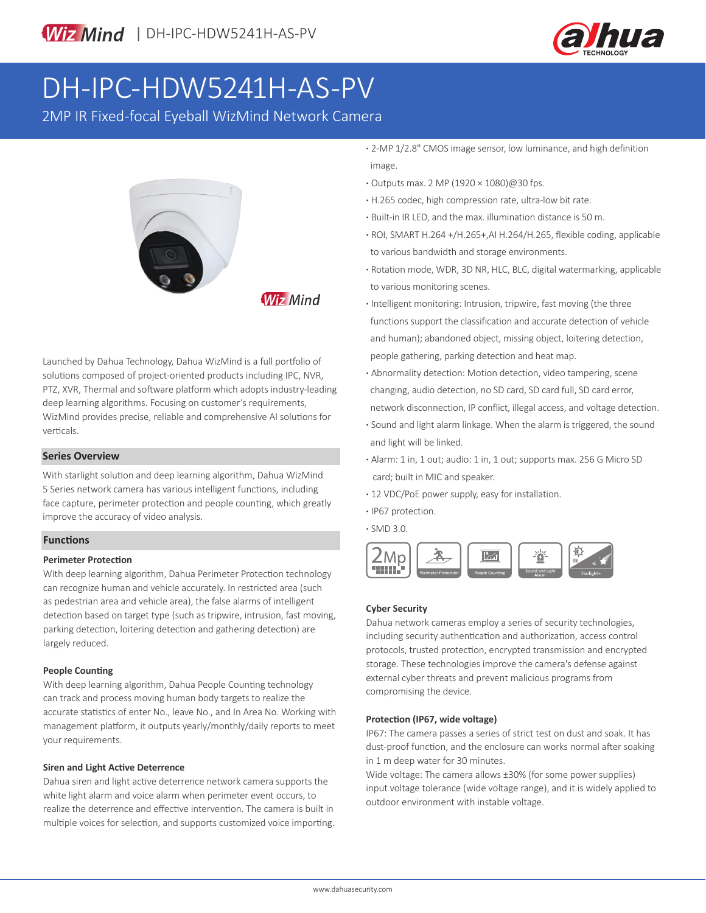WizMind | DH-IPC-HDW5241H-AS-PV

# DH-IPC-HDW5241H-AS-PV

2MP IR Fixed-focal Eyeball WizMind Network Camera

- 2-MP 1/2.8" CMOS image sensor, low luminance, and high definition image.
- Outputs max. 2 MP (1920 × 1080)@30 fps.
- H.265 codec, high compression rate, ultra-low bit rate.
- Built-in IR LED, and the max. illumination distance is 50 m.
- ROI, SMART H.264 +/H.265+,AI H.264/H.265, flexible coding, applicable to various bandwidth and storage environments.
- Rotation mode, WDR, 3D NR, HLC, BLC, digital watermarking, applicable to various monitoring scenes.
- Intelligent monitoring: Intrusion, tripwire, fast moving (the three functions support the classification and accurate detection of vehicle and human); abandoned object, missing object, loitering detection, people gathering, parking detection and heat map.
- Abnormality detection: Motion detection, video tampering, scene changing, audio detection, no SD card, SD card full, SD card error, network disconnection, IP conflict, illegal access, and voltage detection.
- Sound and light alarm linkage. When the alarm is triggered, the sound and light will be linked.
- Alarm: 1 in, 1 out; audio: 1 in, 1 out; supports max. 256 G Micro SD card; built in MIC and speaker.
- 12 VDC/PoE power supply, easy for installation.
- IP67 protection.
- SMD 3.0.

2Mp | Perimeter Protection | People Counting | Sound and Light Alarm | Starlight+

Launched by Dahua Technology, Dahua WizMind is a full portfolio of solutions composed of project-oriented products including IPC, NVR, PTZ, XVR, Thermal and software platform which adopts industry-leading deep learning algorithms. Focusing on customer's requirements, WizMind provides precise, reliable and comprehensive AI solutions for verticals.

## Series Overview

With starlight solution and deep learning algorithm, Dahua WizMind 5 Series network camera has various intelligent functions, including face capture, perimeter protection and people counting, which greatly improve the accuracy of video analysis.

## Functions

### Perimeter Protection

With deep learning algorithm, Dahua Perimeter Protection technology can recognize human and vehicle accurately. In restricted area (such as pedestrian area and vehicle area), the false alarms of intelligent detection based on target type (such as tripwire, intrusion, fast moving, parking detection, loitering detection and gathering detection) are largely reduced.

### People Counting

With deep learning algorithm, Dahua People Counting technology can track and process moving human body targets to realize the accurate statistics of enter No., leave No., and In Area No. Working with management platform, it outputs yearly/monthly/daily reports to meet your requirements.

### Siren and Light Active Deterrence

Dahua siren and light active deterrence network camera supports the white light alarm and voice alarm when perimeter event occurs, to realize the deterrence and effective intervention. The camera is built in multiple voices for selection, and supports customized voice importing.

### Cyber Security

Dahua network cameras employ a series of security technologies, including security authentication and authorization, access control protocols, trusted protection, encrypted transmission and encrypted storage. These technologies improve the camera's defense against external cyber threats and prevent malicious programs from compromising the device.

### Protection (IP67, wide voltage)

IP67: The camera passes a series of strict test on dust and soak. It has dust-proof function, and the enclosure can works normal after soaking in 1 m deep water for 30 minutes.

Wide voltage: The camera allows ±30% (for some power supplies) input voltage tolerance (wide voltage range), and it is widely applied to outdoor environment with instable voltage.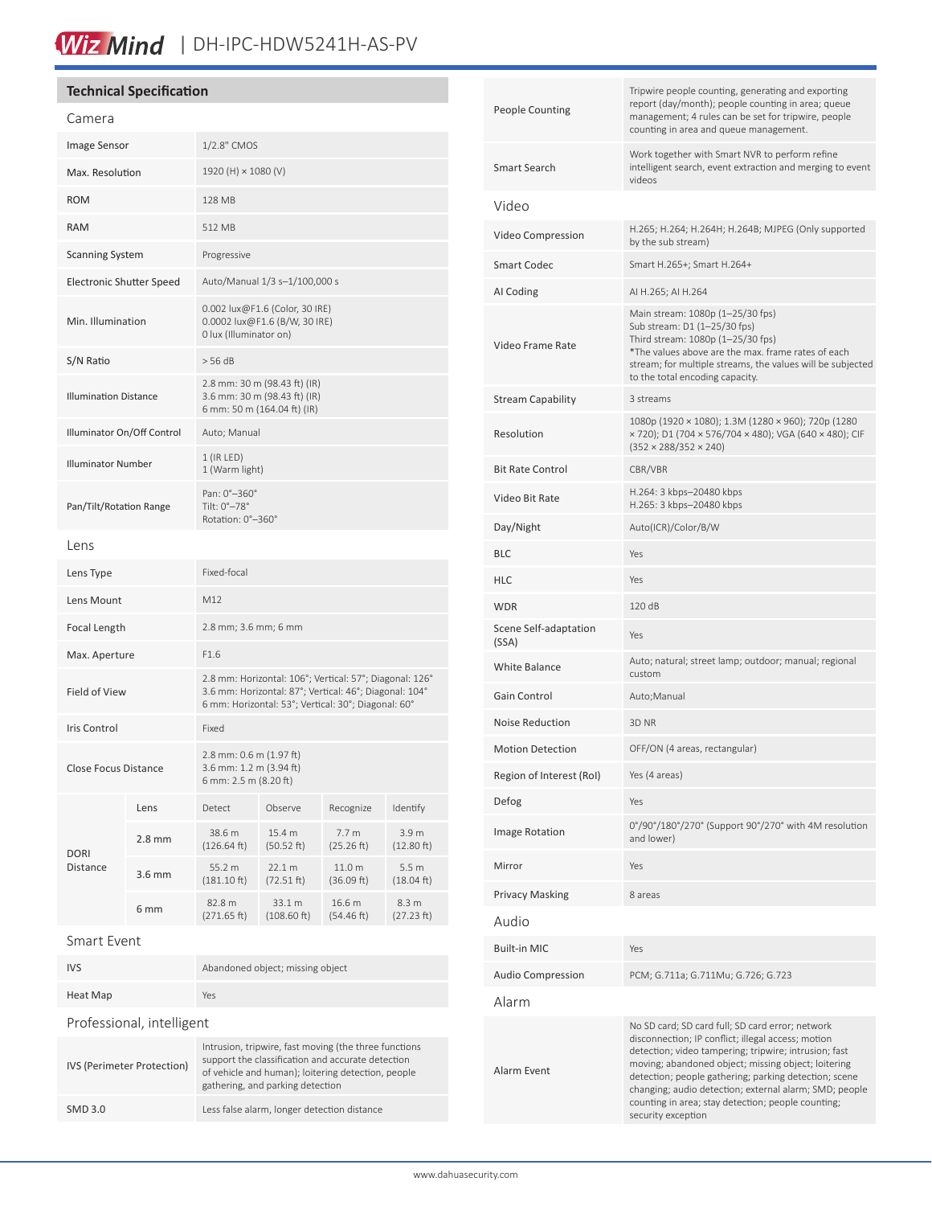## Technical Specification

### Camera

| | |
|---|---|
| Image Sensor | 1/2.8" CMOS |
| Max. Resolution | 1920 (H) × 1080 (V) |
| ROM | 128 MB |
| RAM | 512 MB |
| Scanning System | Progressive |
| Electronic Shutter Speed | Auto/Manual 1/3 s–1/100,000 s |
| Min. Illumination | 0.002 lux@F1.6 (Color, 30 IRE)<br>0.0002 lux@F1.6 (B/W, 30 IRE)<br>0 lux (Illuminator on) |
| S/N Ratio | > 56 dB |
| Illumination Distance | 2.8 mm: 30 m (98.43 ft) (IR)<br>3.6 mm: 30 m (98.43 ft) (IR)<br>6 mm: 50 m (164.04 ft) (IR) |
| Illuminator On/Off Control | Auto; Manual |
| Illuminator Number | 1 (IR LED)<br>1 (Warm light) |
| Pan/Tilt/Rotation Range | Pan: 0°–360°<br>Tilt: 0°–78°<br>Rotation: 0°–360° |

### Lens

| | |
|---|---|
| Lens Type | Fixed-focal |
| Lens Mount | M12 |
| Focal Length | 2.8 mm; 3.6 mm; 6 mm |
| Max. Aperture | F1.6 |
| Field of View | 2.8 mm: Horizontal: 106°; Vertical: 57°; Diagonal: 126°<br>3.6 mm: Horizontal: 87°; Vertical: 46°; Diagonal: 104°<br>6 mm: Horizontal: 53°; Vertical: 30°; Diagonal: 60° |
| Iris Control | Fixed |
| Close Focus Distance | 2.8 mm: 0.6 m (1.97 ft)<br>3.6 mm: 1.2 m (3.94 ft)<br>6 mm: 2.5 m (8.20 ft) |

| DORI Distance | Lens | Detect | Observe | Recognize | Identify |
|---|---|---|---|---|---|
| | 2.8 mm | 38.6 m (126.64 ft) | 15.4 m (50.52 ft) | 7.7 m (25.26 ft) | 3.9 m (12.80 ft) |
| | 3.6 mm | 55.2 m (181.10 ft) | 22.1 m (72.51 ft) | 11.0 m (36.09 ft) | 5.5 m (18.04 ft) |
| | 6 mm | 82.8 m (271.65 ft) | 33.1 m (108.60 ft) | 16.6 m (54.46 ft) | 8.3 m (27.23 ft) |

### Smart Event

| | |
|---|---|
| IVS | Abandoned object; missing object |
| Heat Map | Yes |

### Professional, intelligent

| | |
|---|---|
| IVS (Perimeter Protection) | Intrusion, tripwire, fast moving (the three functions support the classification and accurate detection of vehicle and human); loitering detection, people gathering, and parking detection |
| SMD 3.0 | Less false alarm, longer detection distance |
| People Counting | Tripwire people counting, generating and exporting report (day/month); people counting in area; queue management; 4 rules can be set for tripwire, people counting in area and queue management. |
| Smart Search | Work together with Smart NVR to perform refine intelligent search, event extraction and merging to event videos |

### Video

| | |
|---|---|
| Video Compression | H.265; H.264; H.264H; H.264B; MJPEG (Only supported by the sub stream) |
| Smart Codec | Smart H.265+; Smart H.264+ |
| AI Coding | AI H.265; AI H.264 |
| Video Frame Rate | Main stream: 1080p (1–25/30 fps)<br>Sub stream: D1 (1–25/30 fps)<br>Third stream: 1080p (1–25/30 fps)<br>*The values above are the max. frame rates of each stream; for multiple streams, the values will be subjected to the total encoding capacity. |
| Stream Capability | 3 streams |
| Resolution | 1080p (1920 × 1080); 1.3M (1280 × 960); 720p (1280 × 720); D1 (704 × 576/704 × 480); VGA (640 × 480); CIF (352 × 288/352 × 240) |
| Bit Rate Control | CBR/VBR |
| Video Bit Rate | H.264: 3 kbps–20480 kbps<br>H.265: 3 kbps–20480 kbps |
| Day/Night | Auto(ICR)/Color/B/W |
| BLC | Yes |
| HLC | Yes |
| WDR | 120 dB |
| Scene Self-adaptation (SSA) | Yes |
| White Balance | Auto; natural; street lamp; outdoor; manual; regional custom |
| Gain Control | Auto;Manual |
| Noise Reduction | 3D NR |
| Motion Detection | OFF/ON (4 areas, rectangular) |
| Region of Interest (RoI) | Yes (4 areas) |
| Defog | Yes |
| Image Rotation | 0°/90°/180°/270° (Support 90°/270° with 4M resolution and lower) |
| Mirror | Yes |
| Privacy Masking | 8 areas |

### Audio

| | |
|---|---|
| Built-in MIC | Yes |
| Audio Compression | PCM; G.711a; G.711Mu; G.726; G.723 |

### Alarm

| | |
|---|---|
| Alarm Event | No SD card; SD card full; SD card error; network disconnection; IP conflict; illegal access; motion detection; video tampering; tripwire; intrusion; fast moving; abandoned object; missing object; loitering detection; people gathering; parking detection; scene changing; audio detection; external alarm; SMD; people counting in area; stay detection; people counting; security exception |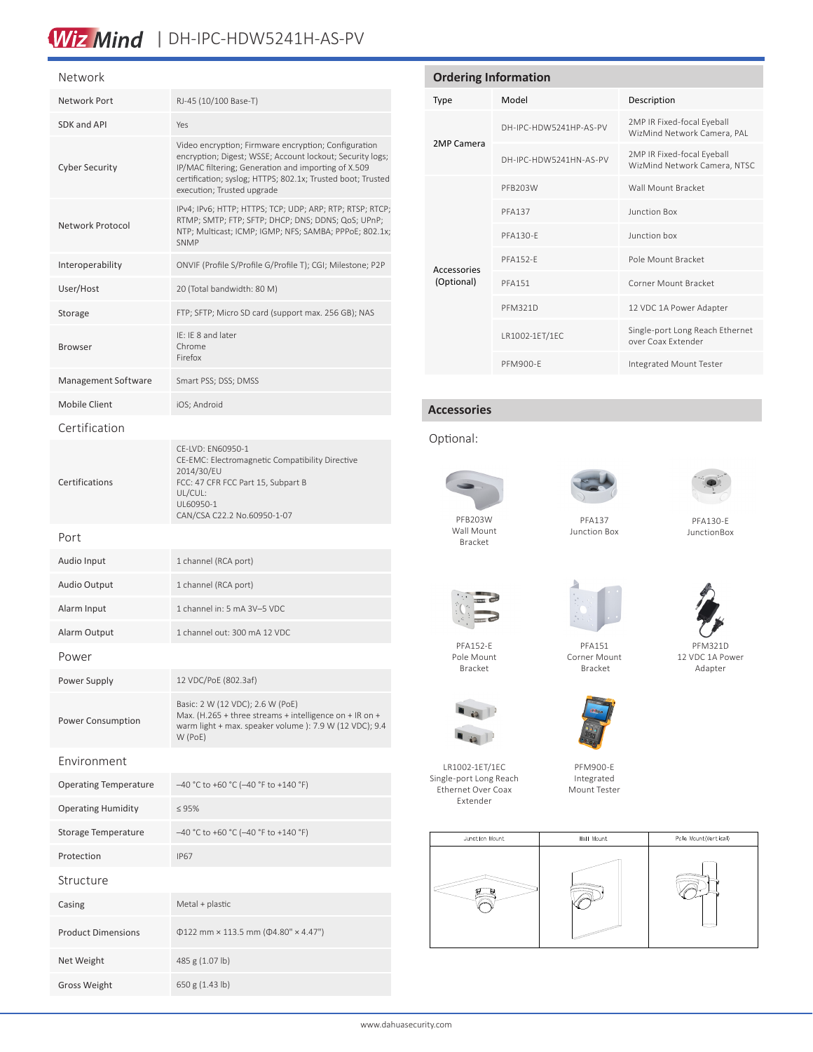## Network

| | |
|---|---|
| Network Port | RJ-45 (10/100 Base-T) |
| SDK and API | Yes |
| Cyber Security | Video encryption; Firmware encryption; Configuration encryption; Digest; WSSE; Account lockout; Security logs; IP/MAC filtering; Generation and importing of X.509 certification; syslog; HTTPS; 802.1x; Trusted boot; Trusted execution; Trusted upgrade |
| Network Protocol | IPv4; IPv6; HTTP; HTTPS; TCP; UDP; ARP; RTP; RTSP; RTCP; RTMP; SMTP; FTP; SFTP; DHCP; DNS; DDNS; QoS; UPnP; NTP; Multicast; ICMP; IGMP; NFS; SAMBA; PPPoE; 802.1x; SNMP |
| Interoperability | ONVIF (Profile S/Profile G/Profile T); CGI; Milestone; P2P |
| User/Host | 20 (Total bandwidth: 80 M) |
| Storage | FTP; SFTP; Micro SD card (support max. 256 GB); NAS |
| Browser | IE: IE 8 and later<br>Chrome<br>Firefox |
| Management Software | Smart PSS; DSS; DMSS |
| Mobile Client | iOS; Android |

## Certification

| | |
|---|---|
| Certifications | CE-LVD: EN60950-1<br>CE-EMC: Electromagnetic Compatibility Directive 2014/30/EU<br>FCC: 47 CFR FCC Part 15, Subpart B<br>UL/CUL:<br>UL60950-1<br>CAN/CSA C22.2 No.60950-1-07 |

## Port

| | |
|---|---|
| Audio Input | 1 channel (RCA port) |
| Audio Output | 1 channel (RCA port) |
| Alarm Input | 1 channel in: 5 mA 3V–5 VDC |
| Alarm Output | 1 channel out: 300 mA 12 VDC |

## Power

| | |
|---|---|
| Power Supply | 12 VDC/PoE (802.3af) |
| Power Consumption | Basic: 2 W (12 VDC); 2.6 W (PoE)<br>Max. (H.265 + three streams + intelligence on + IR on + warm light + max. speaker volume ): 7.9 W (12 VDC); 9.4 W (PoE) |

## Environment

| | |
|---|---|
| Operating Temperature | –40 °C to +60 °C (–40 °F to +140 °F) |
| Operating Humidity | ≤ 95% |
| Storage Temperature | –40 °C to +60 °C (–40 °F to +140 °F) |
| Protection | IP67 |

## Structure

| | |
|---|---|
| Casing | Metal + plastic |
| Product Dimensions | Φ122 mm × 113.5 mm (Φ4.80" × 4.47") |
| Net Weight | 485 g (1.07 lb) |
| Gross Weight | 650 g (1.43 lb) |

## Ordering Information

| Type | Model | Description |
|---|---|---|
| 2MP Camera | DH-IPC-HDW5241HP-AS-PV | 2MP IR Fixed-focal Eyeball WizMind Network Camera, PAL |
| | DH-IPC-HDW5241HN-AS-PV | 2MP IR Fixed-focal Eyeball WizMind Network Camera, NTSC |
| Accessories (Optional) | PFB203W | Wall Mount Bracket |
| | PFA137 | Junction Box |
| | PFA130-E | Junction box |
| | PFA152-E | Pole Mount Bracket |
| | PFA151 | Corner Mount Bracket |
| | PFM321D | 12 VDC 1A Power Adapter |
| | LR1002-1ET/1EC | Single-port Long Reach Ethernet over Coax Extender |
| | PFM900-E | Integrated Mount Tester |

## Accessories

Optional:

PFB203W Wall Mount Bracket

PFA137 Junction Box

PFA130-E JunctionBox

PFA152-E Pole Mount Bracket

PFA151 Corner Mount Bracket

PFM321D 12 VDC 1A Power Adapter

LR1002-1ET/1EC Single-port Long Reach Ethernet Over Coax Extender

PFM900-E Integrated Mount Tester

| Junction Mount | Wall Mount | Pole Mount(Vertical) |
|---|---|---|
| | | |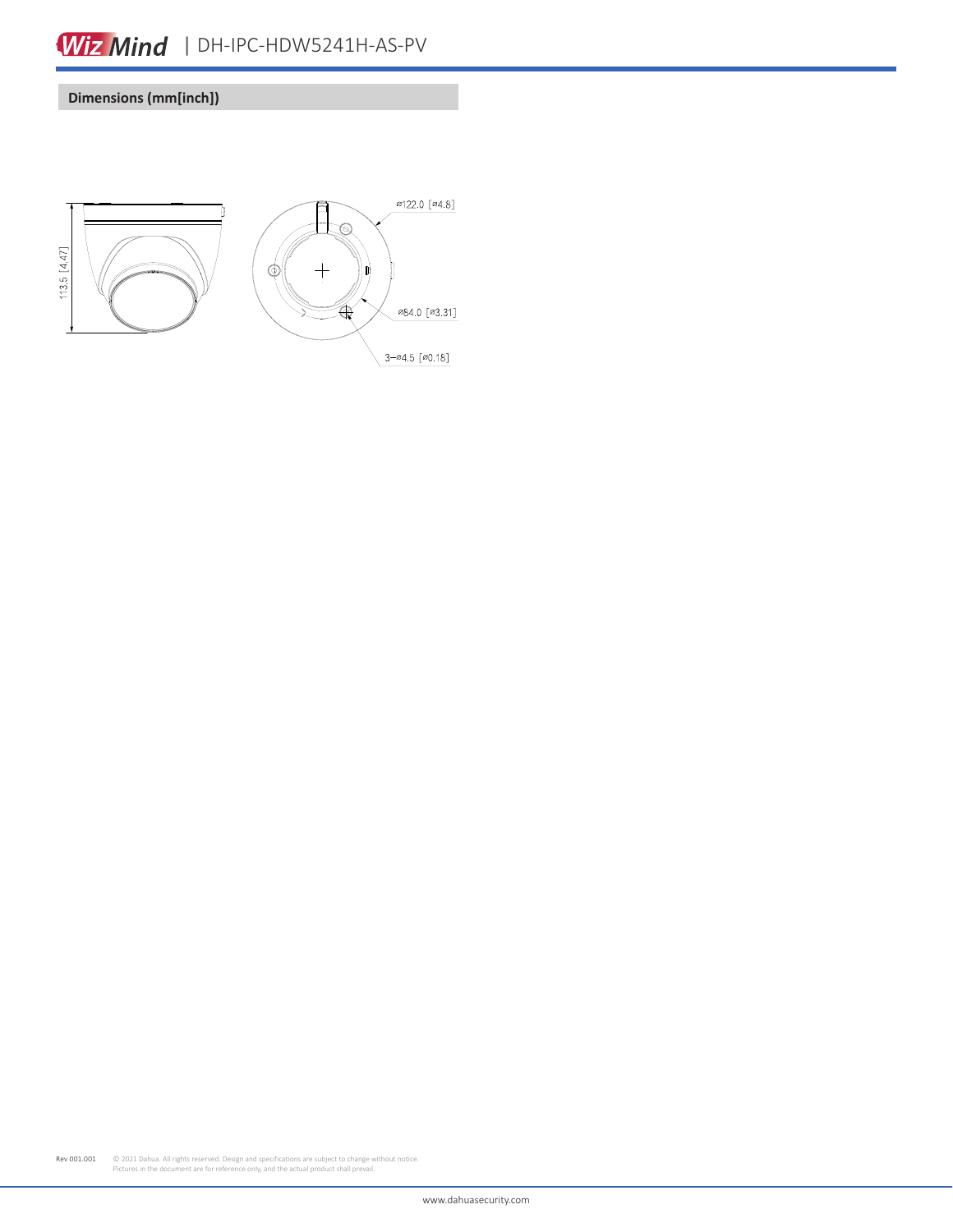## Dimensions (mm[inch])

113.5 [4.47]

ø122.0 [ø4.8]

ø84.0 [ø3.31]

3-ø4.5 [ø0.18]

Rev 001.001

© 2021 Dahua. All rights reserved. Design and specifications are subject to change without notice.
Pictures in the document are for reference only, and the actual product shall prevail.